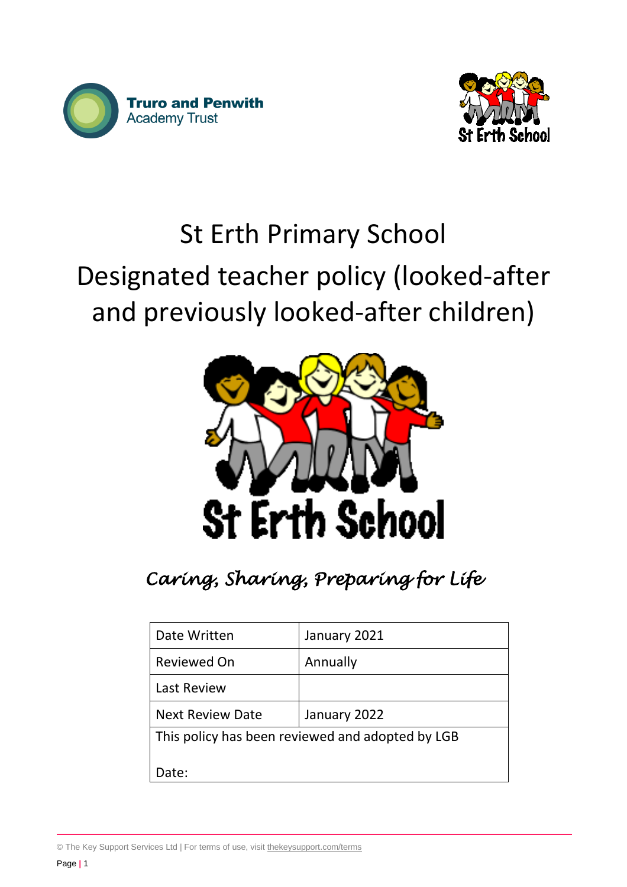Truro and Penwith Academy Trust

# St Erth Primary School
# Designated teacher policy (looked-after and previously looked-after children)

St Erth School

*Caring, Sharing, Preparing for Life*

| Date Written | January 2021 |
| --- | --- |
| Reviewed On | Annually |
| Last Review | |
| Next Review Date | January 2022 |
| This policy has been reviewed and adopted by LGB<br><br>Date: | |

© The Key Support Services Ltd | For terms of use, visit thekeysupport.com/terms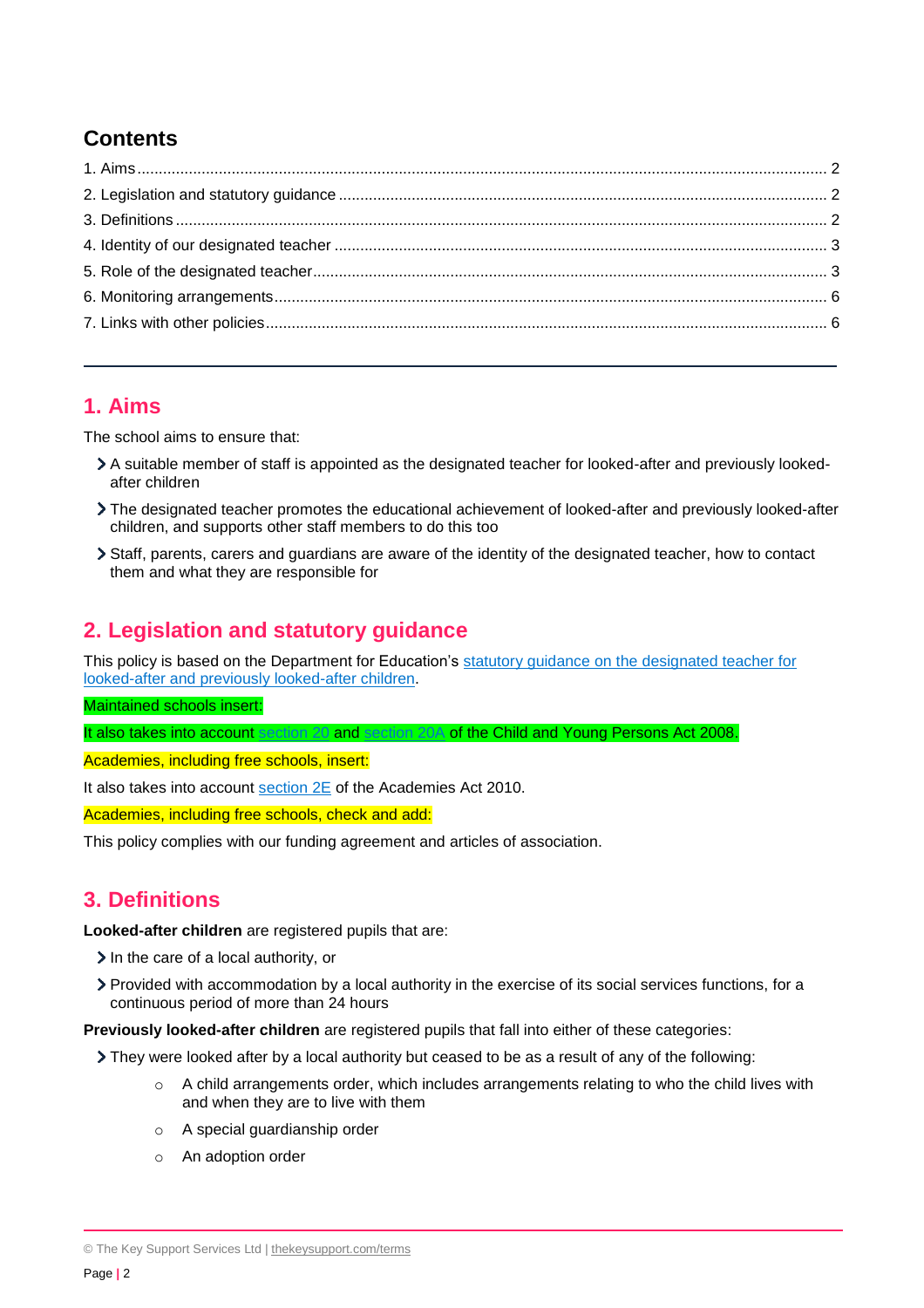## Contents

1. Aims ........ 2
2. Legislation and statutory guidance ........ 2
3. Definitions ........ 2
4. Identity of our designated teacher ........ 3
5. Role of the designated teacher ........ 3
6. Monitoring arrangements ........ 6
7. Links with other policies ........ 6

---

## 1. Aims

The school aims to ensure that:

- A suitable member of staff is appointed as the designated teacher for looked-after and previously looked-after children
- The designated teacher promotes the educational achievement of looked-after and previously looked-after children, and supports other staff members to do this too
- Staff, parents, carers and guardians are aware of the identity of the designated teacher, how to contact them and what they are responsible for

## 2. Legislation and statutory guidance

This policy is based on the Department for Education's statutory guidance on the designated teacher for looked-after and previously looked-after children.

Maintained schools insert:

It also takes into account section 20 and section 20A of the Child and Young Persons Act 2008.

Academies, including free schools, insert:

It also takes into account section 2E of the Academies Act 2010.

Academies, including free schools, check and add:

This policy complies with our funding agreement and articles of association.

## 3. Definitions

**Looked-after children** are registered pupils that are:

- In the care of a local authority, or
- Provided with accommodation by a local authority in the exercise of its social services functions, for a continuous period of more than 24 hours

**Previously looked-after children** are registered pupils that fall into either of these categories:

- They were looked after by a local authority but ceased to be as a result of any of the following:
  - A child arrangements order, which includes arrangements relating to who the child lives with and when they are to live with them
  - A special guardianship order
  - An adoption order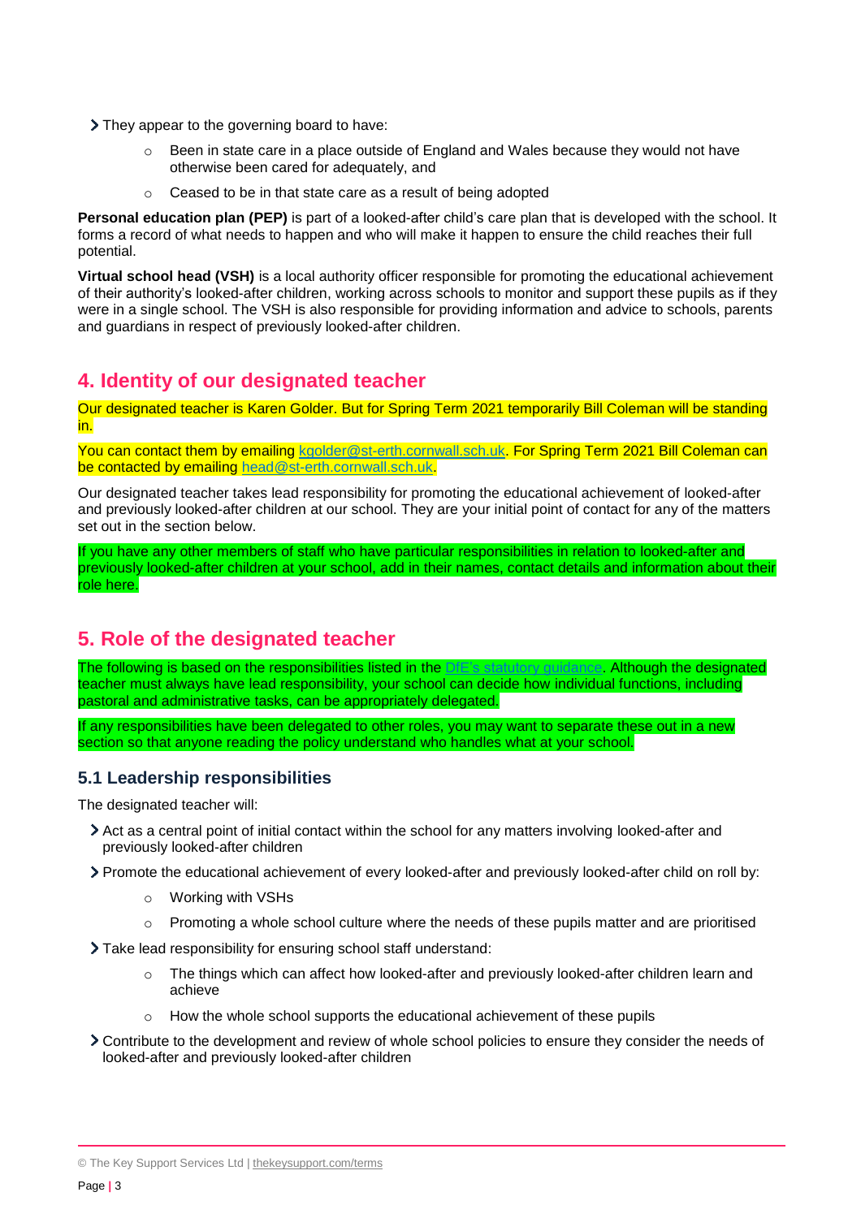- They appear to the governing board to have:
    - Been in state care in a place outside of England and Wales because they would not have otherwise been cared for adequately, and
    - Ceased to be in that state care as a result of being adopted

**Personal education plan (PEP)** is part of a looked-after child's care plan that is developed with the school. It forms a record of what needs to happen and who will make it happen to ensure the child reaches their full potential.

**Virtual school head (VSH)** is a local authority officer responsible for promoting the educational achievement of their authority's looked-after children, working across schools to monitor and support these pupils as if they were in a single school. The VSH is also responsible for providing information and advice to schools, parents and guardians in respect of previously looked-after children.

## 4. Identity of our designated teacher

Our designated teacher is Karen Golder. But for Spring Term 2021 temporarily Bill Coleman will be standing in.

You can contact them by emailing [kgolder@st-erth.cornwall.sch.uk](mailto:kgolder@st-erth.cornwall.sch.uk). For Spring Term 2021 Bill Coleman can be contacted by emailing [head@st-erth.cornwall.sch.uk](mailto:head@st-erth.cornwall.sch.uk).

Our designated teacher takes lead responsibility for promoting the educational achievement of looked-after and previously looked-after children at our school. They are your initial point of contact for any of the matters set out in the section below.

If you have any other members of staff who have particular responsibilities in relation to looked-after and previously looked-after children at your school, add in their names, contact details and information about their role here.

## 5. Role of the designated teacher

The following is based on the responsibilities listed in the DfE's statutory guidance. Although the designated teacher must always have lead responsibility, your school can decide how individual functions, including pastoral and administrative tasks, can be appropriately delegated.

If any responsibilities have been delegated to other roles, you may want to separate these out in a new section so that anyone reading the policy understand who handles what at your school.

### 5.1 Leadership responsibilities

The designated teacher will:

- Act as a central point of initial contact within the school for any matters involving looked-after and previously looked-after children
- Promote the educational achievement of every looked-after and previously looked-after child on roll by:
    - Working with VSHs
    - Promoting a whole school culture where the needs of these pupils matter and are prioritised
- Take lead responsibility for ensuring school staff understand:
    - The things which can affect how looked-after and previously looked-after children learn and achieve
    - How the whole school supports the educational achievement of these pupils
- Contribute to the development and review of whole school policies to ensure they consider the needs of looked-after and previously looked-after children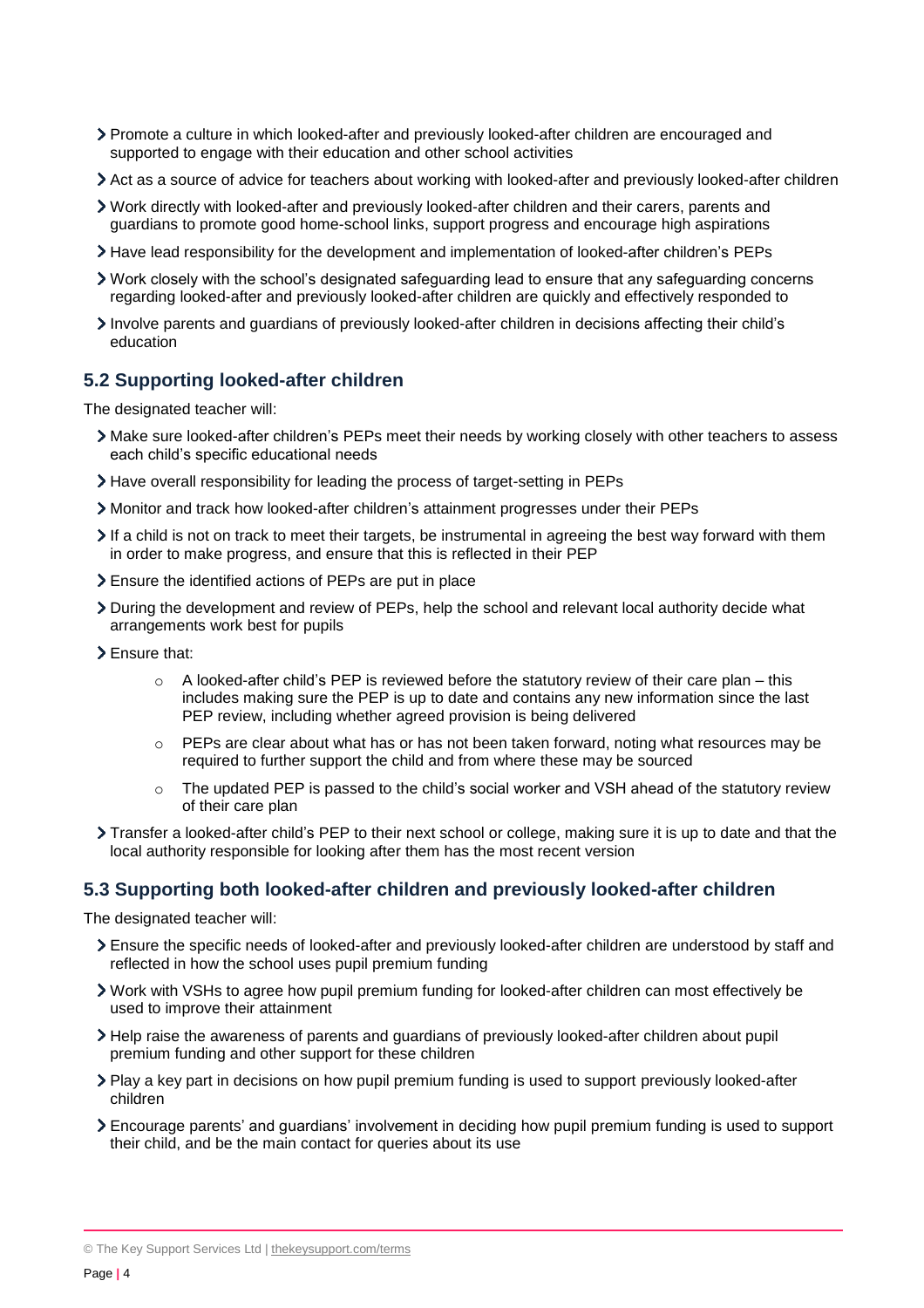- Promote a culture in which looked-after and previously looked-after children are encouraged and supported to engage with their education and other school activities
- Act as a source of advice for teachers about working with looked-after and previously looked-after children
- Work directly with looked-after and previously looked-after children and their carers, parents and guardians to promote good home-school links, support progress and encourage high aspirations
- Have lead responsibility for the development and implementation of looked-after children's PEPs
- Work closely with the school's designated safeguarding lead to ensure that any safeguarding concerns regarding looked-after and previously looked-after children are quickly and effectively responded to
- Involve parents and guardians of previously looked-after children in decisions affecting their child's education

## 5.2 Supporting looked-after children

The designated teacher will:

- Make sure looked-after children's PEPs meet their needs by working closely with other teachers to assess each child's specific educational needs
- Have overall responsibility for leading the process of target-setting in PEPs
- Monitor and track how looked-after children's attainment progresses under their PEPs
- If a child is not on track to meet their targets, be instrumental in agreeing the best way forward with them in order to make progress, and ensure that this is reflected in their PEP
- Ensure the identified actions of PEPs are put in place
- During the development and review of PEPs, help the school and relevant local authority decide what arrangements work best for pupils
- Ensure that:
    - A looked-after child's PEP is reviewed before the statutory review of their care plan – this includes making sure the PEP is up to date and contains any new information since the last PEP review, including whether agreed provision is being delivered
    - PEPs are clear about what has or has not been taken forward, noting what resources may be required to further support the child and from where these may be sourced
    - The updated PEP is passed to the child's social worker and VSH ahead of the statutory review of their care plan
- Transfer a looked-after child's PEP to their next school or college, making sure it is up to date and that the local authority responsible for looking after them has the most recent version

## 5.3 Supporting both looked-after children and previously looked-after children

The designated teacher will:

- Ensure the specific needs of looked-after and previously looked-after children are understood by staff and reflected in how the school uses pupil premium funding
- Work with VSHs to agree how pupil premium funding for looked-after children can most effectively be used to improve their attainment
- Help raise the awareness of parents and guardians of previously looked-after children about pupil premium funding and other support for these children
- Play a key part in decisions on how pupil premium funding is used to support previously looked-after children
- Encourage parents' and guardians' involvement in deciding how pupil premium funding is used to support their child, and be the main contact for queries about its use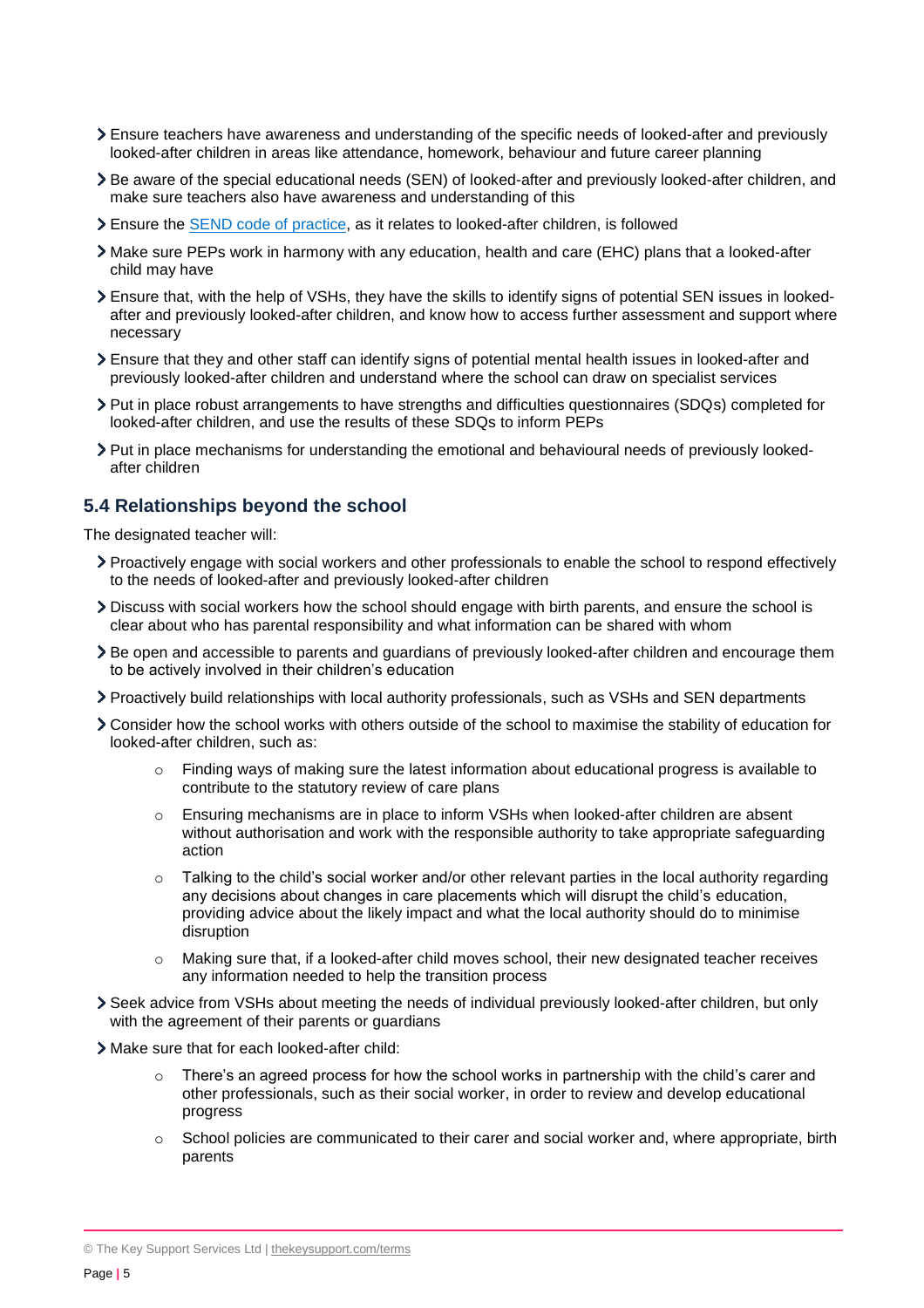- Ensure teachers have awareness and understanding of the specific needs of looked-after and previously looked-after children in areas like attendance, homework, behaviour and future career planning
- Be aware of the special educational needs (SEN) of looked-after and previously looked-after children, and make sure teachers also have awareness and understanding of this
- Ensure the [SEND code of practice](), as it relates to looked-after children, is followed
- Make sure PEPs work in harmony with any education, health and care (EHC) plans that a looked-after child may have
- Ensure that, with the help of VSHs, they have the skills to identify signs of potential SEN issues in looked-after and previously looked-after children, and know how to access further assessment and support where necessary
- Ensure that they and other staff can identify signs of potential mental health issues in looked-after and previously looked-after children and understand where the school can draw on specialist services
- Put in place robust arrangements to have strengths and difficulties questionnaires (SDQs) completed for looked-after children, and use the results of these SDQs to inform PEPs
- Put in place mechanisms for understanding the emotional and behavioural needs of previously looked-after children

### 5.4 Relationships beyond the school

The designated teacher will:

- Proactively engage with social workers and other professionals to enable the school to respond effectively to the needs of looked-after and previously looked-after children
- Discuss with social workers how the school should engage with birth parents, and ensure the school is clear about who has parental responsibility and what information can be shared with whom
- Be open and accessible to parents and guardians of previously looked-after children and encourage them to be actively involved in their children's education
- Proactively build relationships with local authority professionals, such as VSHs and SEN departments
- Consider how the school works with others outside of the school to maximise the stability of education for looked-after children, such as:
  - Finding ways of making sure the latest information about educational progress is available to contribute to the statutory review of care plans
  - Ensuring mechanisms are in place to inform VSHs when looked-after children are absent without authorisation and work with the responsible authority to take appropriate safeguarding action
  - Talking to the child's social worker and/or other relevant parties in the local authority regarding any decisions about changes in care placements which will disrupt the child's education, providing advice about the likely impact and what the local authority should do to minimise disruption
  - Making sure that, if a looked-after child moves school, their new designated teacher receives any information needed to help the transition process
- Seek advice from VSHs about meeting the needs of individual previously looked-after children, but only with the agreement of their parents or guardians
- Make sure that for each looked-after child:
  - There's an agreed process for how the school works in partnership with the child's carer and other professionals, such as their social worker, in order to review and develop educational progress
  - School policies are communicated to their carer and social worker and, where appropriate, birth parents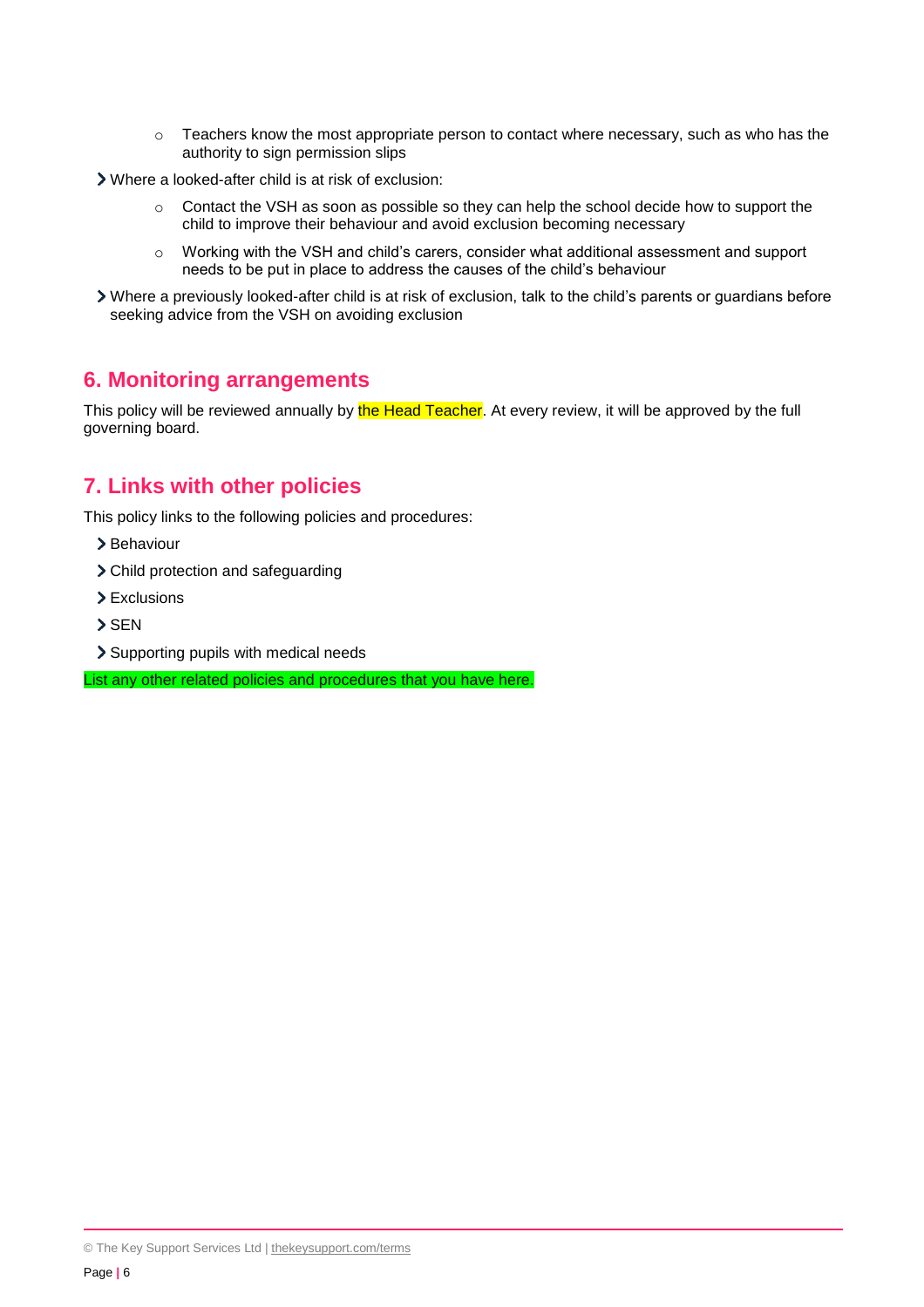- Teachers know the most appropriate person to contact where necessary, such as who has the authority to sign permission slips
- Where a looked-after child is at risk of exclusion:
    - Contact the VSH as soon as possible so they can help the school decide how to support the child to improve their behaviour and avoid exclusion becoming necessary
    - Working with the VSH and child's carers, consider what additional assessment and support needs to be put in place to address the causes of the child's behaviour
- Where a previously looked-after child is at risk of exclusion, talk to the child's parents or guardians before seeking advice from the VSH on avoiding exclusion

## 6. Monitoring arrangements

This policy will be reviewed annually by the Head Teacher. At every review, it will be approved by the full governing board.

## 7. Links with other policies

This policy links to the following policies and procedures:

- Behaviour
- Child protection and safeguarding
- Exclusions
- SEN
- Supporting pupils with medical needs

List any other related policies and procedures that you have here.